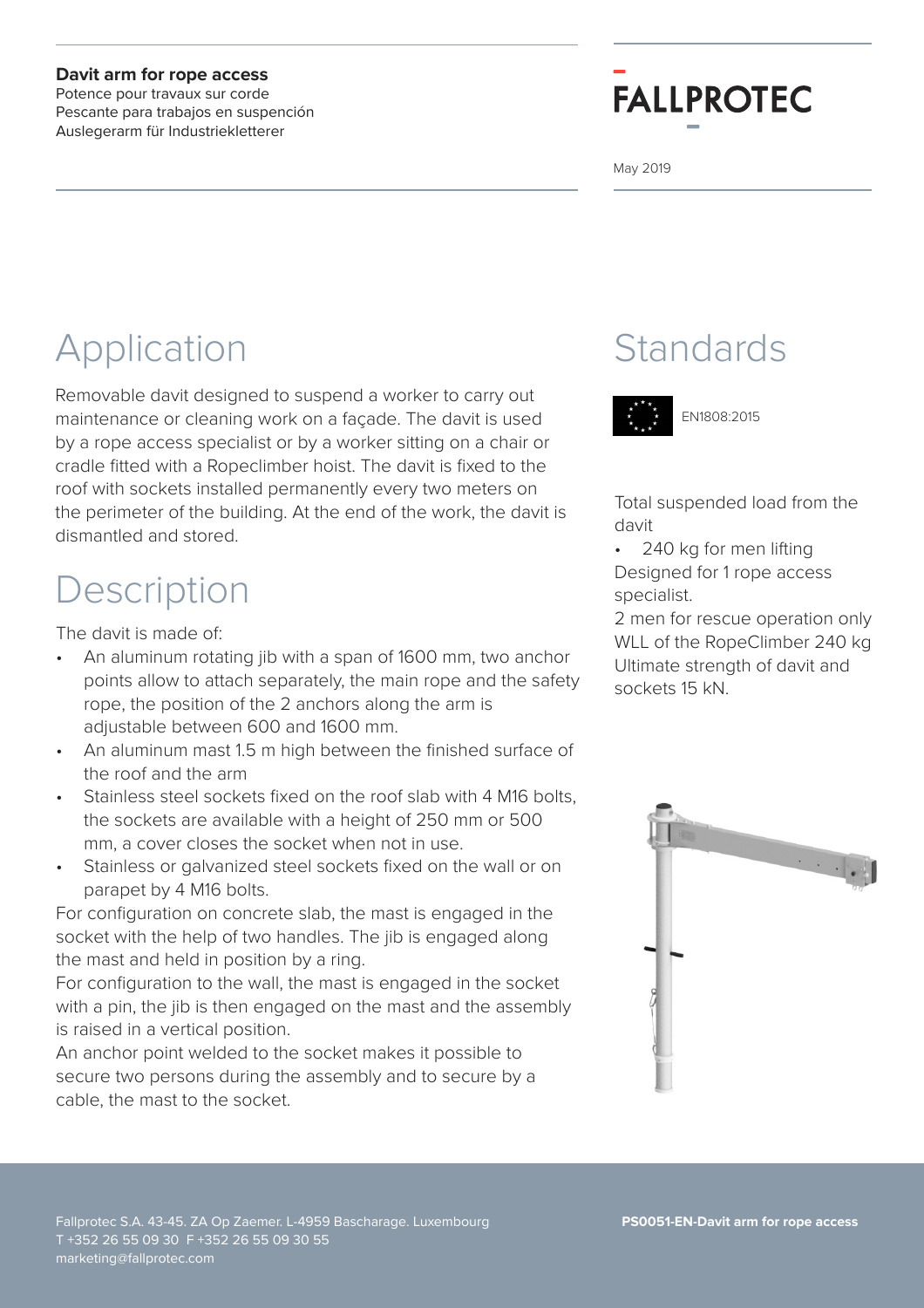**Davit arm for rope access**
Potence pour travaux sur corde
Pescante para trabajos en suspención
Auslegerarm für Industriekletterer

FALLPROTEC

May 2019

# Application

Removable davit designed to suspend a worker to carry out maintenance or cleaning work on a façade. The davit is used by a rope access specialist or by a worker sitting on a chair or cradle fitted with a Ropeclimber hoist. The davit is fixed to the roof with sockets installed permanently every two meters on the perimeter of the building. At the end of the work, the davit is dismantled and stored.

# Description

The davit is made of:

- An aluminum rotating jib with a span of 1600 mm, two anchor points allow to attach separately, the main rope and the safety rope, the position of the 2 anchors along the arm is adjustable between 600 and 1600 mm.
- An aluminum mast 1.5 m high between the finished surface of the roof and the arm
- Stainless steel sockets fixed on the roof slab with 4 M16 bolts, the sockets are available with a height of 250 mm or 500 mm, a cover closes the socket when not in use.
- Stainless or galvanized steel sockets fixed on the wall or on parapet by 4 M16 bolts.

For configuration on concrete slab, the mast is engaged in the socket with the help of two handles. The jib is engaged along the mast and held in position by a ring.

For configuration to the wall, the mast is engaged in the socket with a pin, the jib is then engaged on the mast and the assembly is raised in a vertical position.

An anchor point welded to the socket makes it possible to secure two persons during the assembly and to secure by a cable, the mast to the socket.

# Standards

EN1808:2015

Total suspended load from the davit

- 240 kg for men lifting

Designed for 1 rope access specialist.

2 men for rescue operation only

WLL of the RopeClimber 240 kg

Ultimate strength of davit and sockets 15 kN.

Fallprotec S.A. 43-45. ZA Op Zaemer. L-4959 Bascharage. Luxembourg
T +352 26 55 09 30 F +352 26 55 09 30 55
marketing@fallprotec.com

**PS0051-EN-Davit arm for rope access**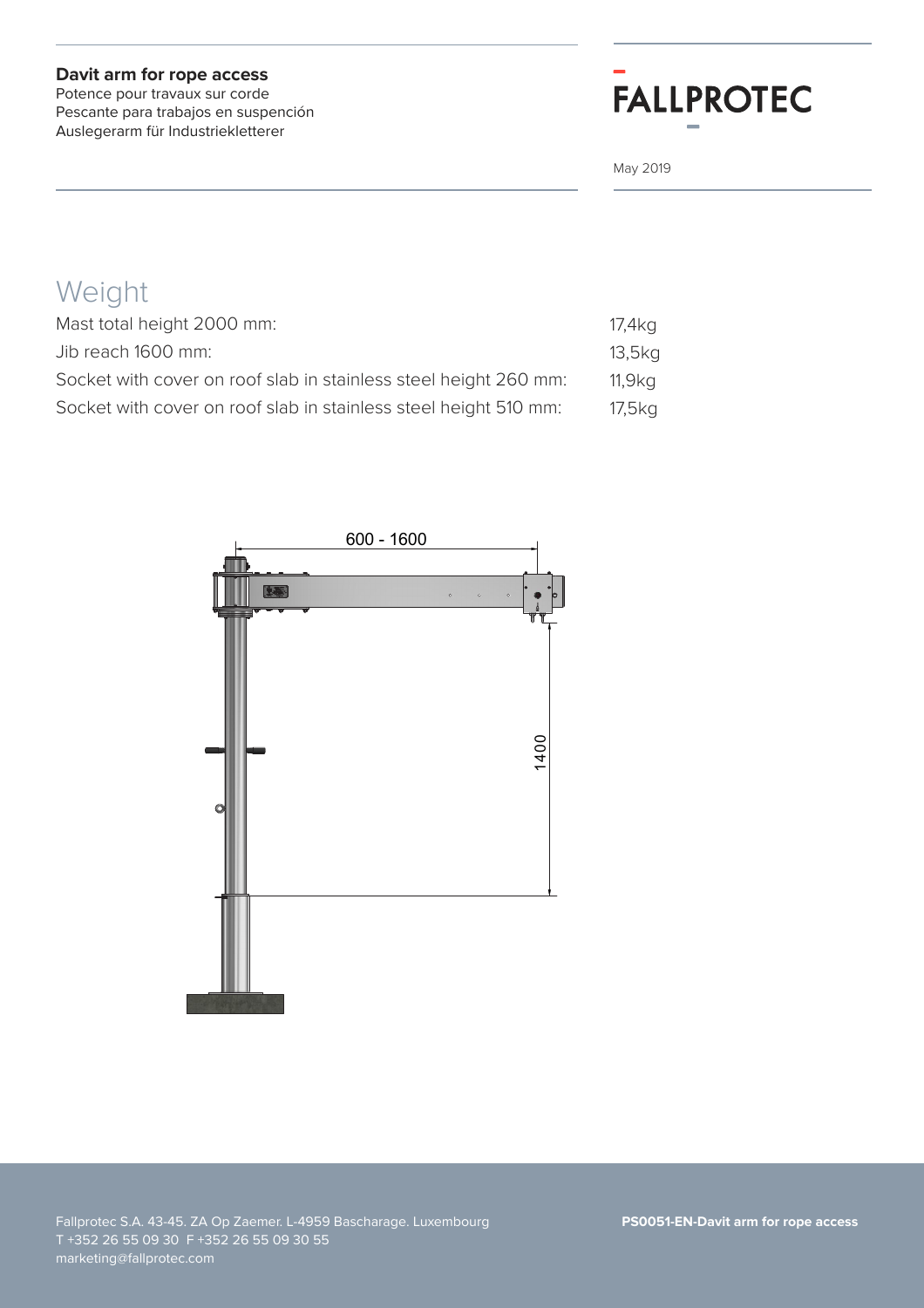## Weight

| | |
|---|---|
| Mast total height 2000 mm: | 17,4kg |
| Jib reach 1600 mm: | 13,5kg |
| Socket with cover on roof slab in stainless steel height 260 mm: | 11,9kg |
| Socket with cover on roof slab in stainless steel height 510 mm: | 17,5kg |

600 - 1600

1400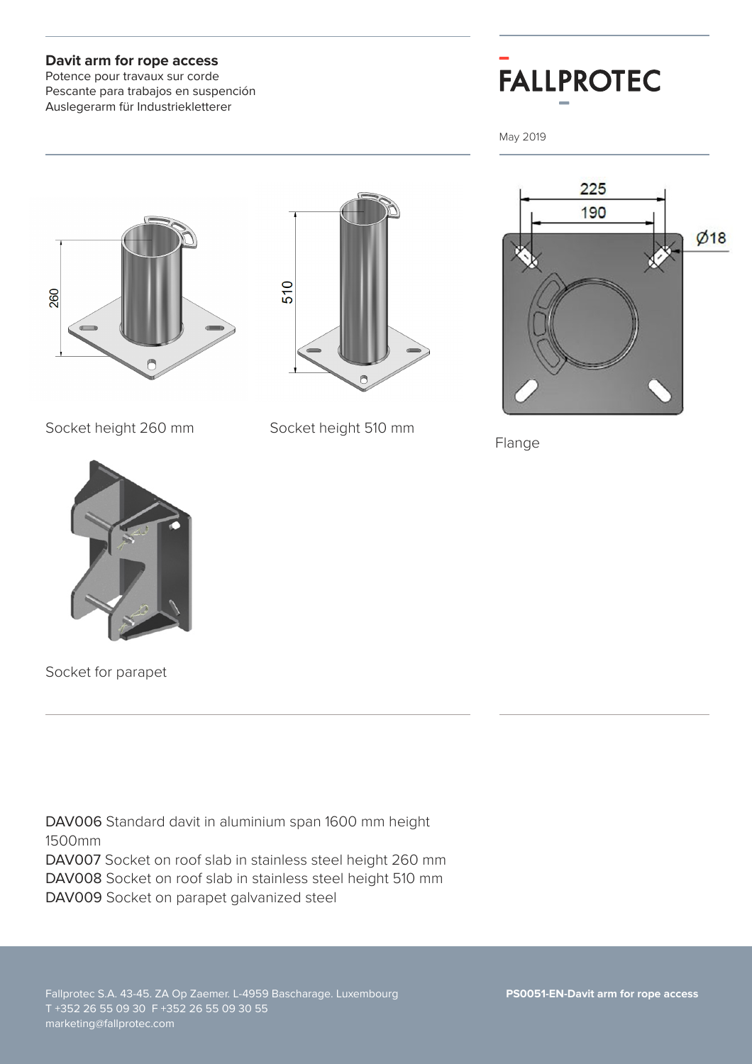**Davit arm for rope access**
Potence pour travaux sur corde
Pescante para trabajos en suspención
Auslegerarm für Industriekletterer

FALLPROTEC

May 2019

260

Socket height 260 mm

510

Socket height 510 mm

225
190
Ø18

Flange

Socket for parapet

DAV006 Standard davit in aluminium span 1600 mm height 1500mm
DAV007 Socket on roof slab in stainless steel height 260 mm
DAV008 Socket on roof slab in stainless steel height 510 mm
DAV009 Socket on parapet galvanized steel

Fallprotec S.A. 43-45. ZA Op Zaemer. L-4959 Bascharage. Luxembourg
T +352 26 55 09 30 F +352 26 55 09 30 55
marketing@fallprotec.com

**PS0051-EN-Davit arm for rope access**